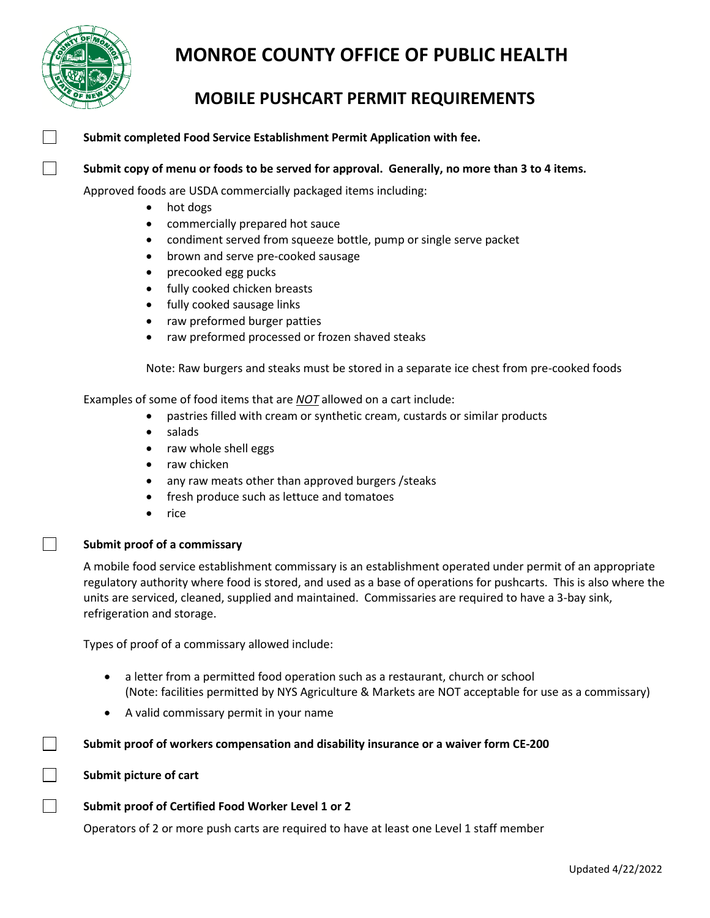# MONROE COUNTY OFFICE OF PUBLIC HEALTH

## MOBILE PUSHCART PERMIT REQUIREMENTS

- [ ] **Submit completed Food Service Establishment Permit Application with fee.**

- [ ] **Submit copy of menu or foods to be served for approval. Generally, no more than 3 to 4 items.**

Approved foods are USDA commercially packaged items including:

- hot dogs
- commercially prepared hot sauce
- condiment served from squeeze bottle, pump or single serve packet
- brown and serve pre-cooked sausage
- precooked egg pucks
- fully cooked chicken breasts
- fully cooked sausage links
- raw preformed burger patties
- raw preformed processed or frozen shaved steaks

Note: Raw burgers and steaks must be stored in a separate ice chest from pre-cooked foods

Examples of some of food items that are ***NOT*** allowed on a cart include:

- pastries filled with cream or synthetic cream, custards or similar products
- salads
- raw whole shell eggs
- raw chicken
- any raw meats other than approved burgers /steaks
- fresh produce such as lettuce and tomatoes
- rice

- [ ] **Submit proof of a commissary**

A mobile food service establishment commissary is an establishment operated under permit of an appropriate regulatory authority where food is stored, and used as a base of operations for pushcarts. This is also where the units are serviced, cleaned, supplied and maintained. Commissaries are required to have a 3-bay sink, refrigeration and storage.

Types of proof of a commissary allowed include:

- a letter from a permitted food operation such as a restaurant, church or school (Note: facilities permitted by NYS Agriculture & Markets are NOT acceptable for use as a commissary)
- A valid commissary permit in your name

- [ ] **Submit proof of workers compensation and disability insurance or a waiver form CE-200**

- [ ] **Submit picture of cart**

- [ ] **Submit proof of Certified Food Worker Level 1 or 2**

Operators of 2 or more push carts are required to have at least one Level 1 staff member

Updated 4/22/2022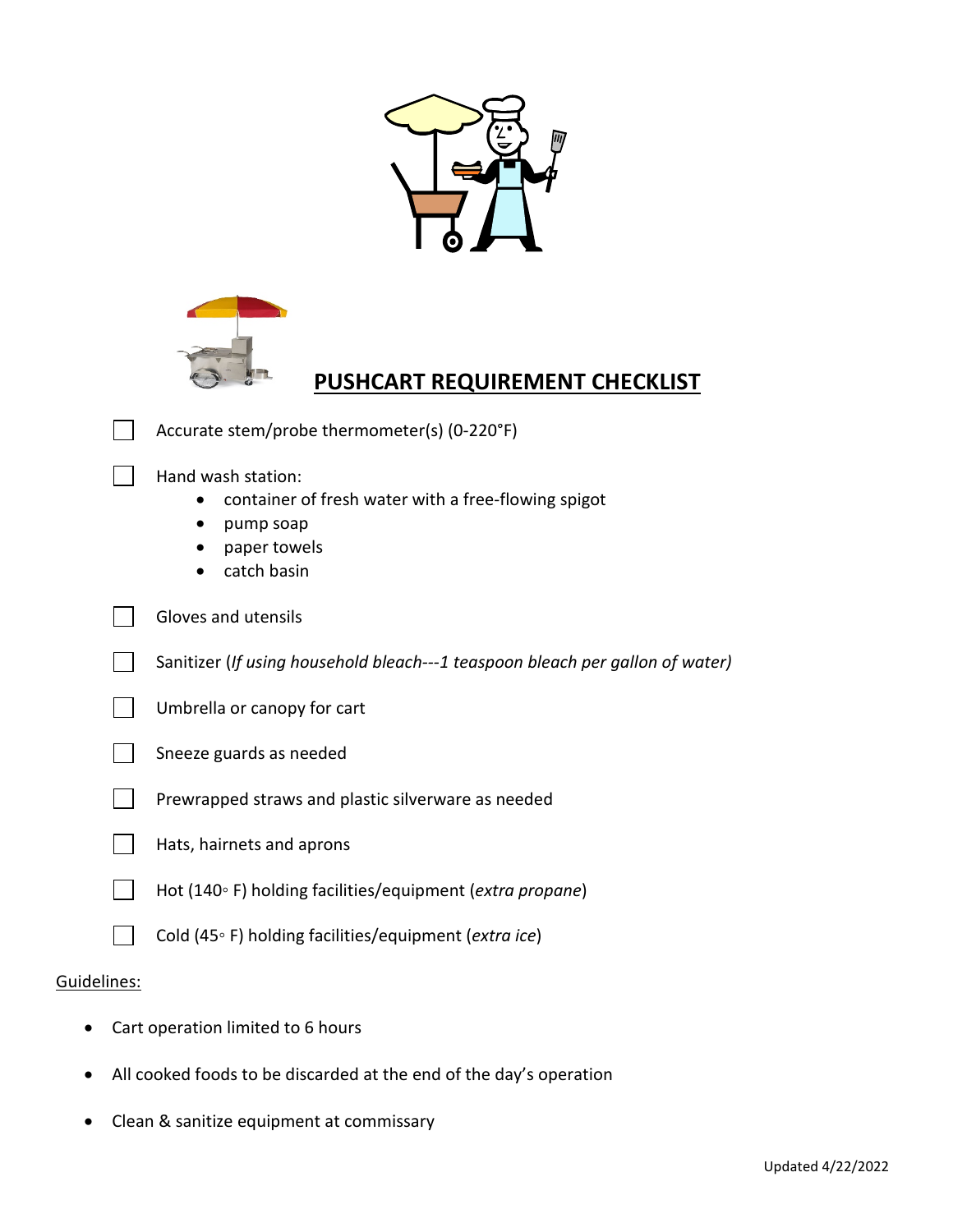## PUSHCART REQUIREMENT CHECKLIST

- [ ] Accurate stem/probe thermometer(s) (0-220°F)
- [ ] Hand wash station:
  - container of fresh water with a free-flowing spigot
  - pump soap
  - paper towels
  - catch basin
- [ ] Gloves and utensils
- [ ] Sanitizer (*If using household bleach---1 teaspoon bleach per gallon of water)*
- [ ] Umbrella or canopy for cart
- [ ] Sneeze guards as needed
- [ ] Prewrapped straws and plastic silverware as needed
- [ ] Hats, hairnets and aprons
- [ ] Hot (140◦ F) holding facilities/equipment (*extra propane*)
- [ ] Cold (45◦ F) holding facilities/equipment (*extra ice*)

Guidelines:

- Cart operation limited to 6 hours
- All cooked foods to be discarded at the end of the day's operation
- Clean & sanitize equipment at commissary

Updated 4/22/2022